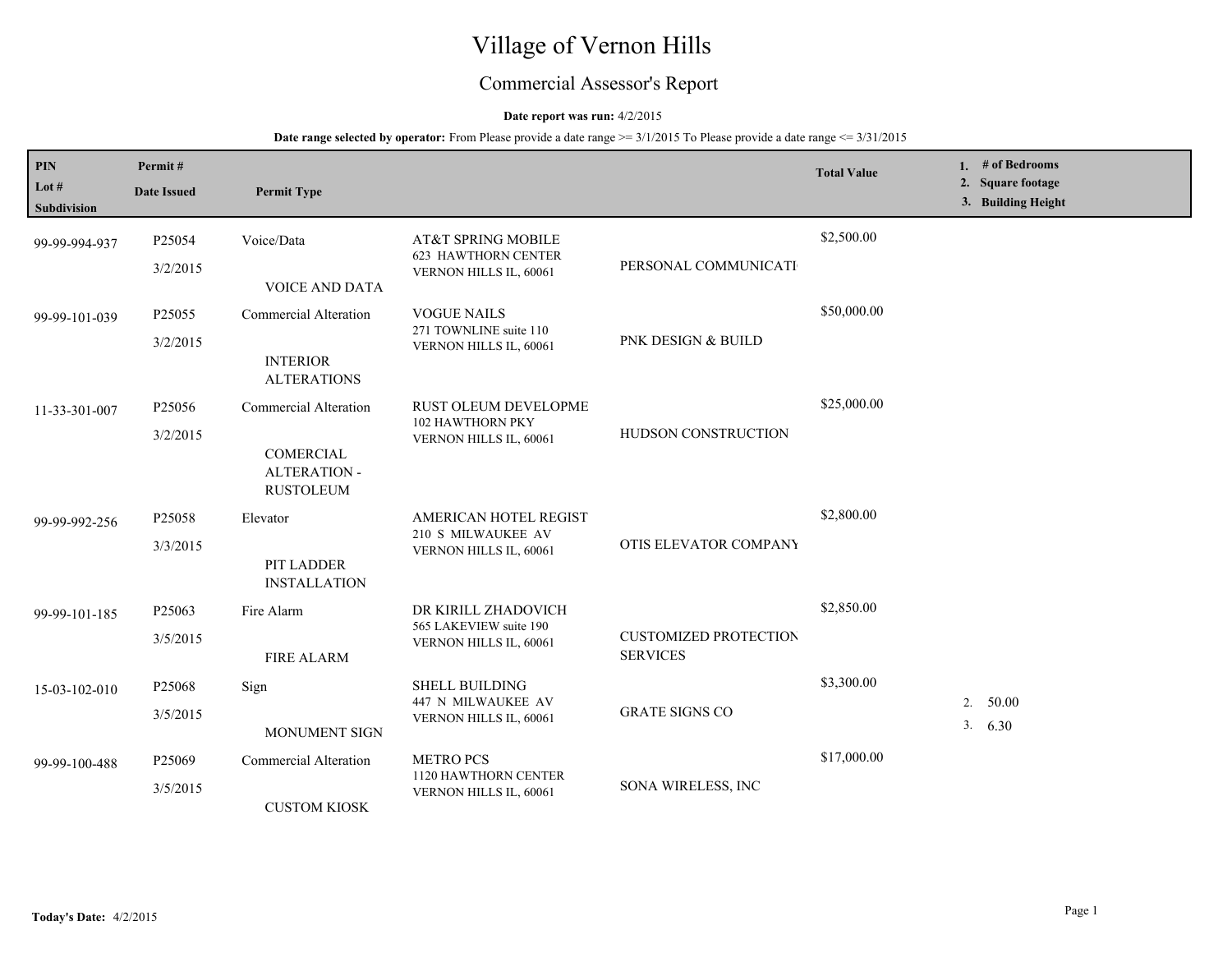# Village of Vernon Hills

## Commercial Assessor's Report

**Date report was run:** 4/2/2015

**Date range selected by operator:** From Please provide a date range >= 3/1/2015 To Please provide a date range <= 3/31/2015

| PIN / Lot # / Subdivision | Permit # / Date Issued | Permit Type | | | Total Value | 1. # of Bedrooms 2. Square footage 3. Building Height |
|---|---|---|---|---|---|---|
| 99-99-994-937 | P25054<br>3/2/2015 | Voice/Data<br>VOICE AND DATA | AT&T SPRING MOBILE<br>623 HAWTHORN CENTER<br>VERNON HILLS IL, 60061 | PERSONAL COMMUNICATI | $2,500.00 | |
| 99-99-101-039 | P25055<br>3/2/2015 | Commercial Alteration<br>INTERIOR ALTERATIONS | VOGUE NAILS<br>271 TOWNLINE suite 110<br>VERNON HILLS IL, 60061 | PNK DESIGN & BUILD | $50,000.00 | |
| 11-33-301-007 | P25056<br>3/2/2015 | Commercial Alteration<br>COMERCIAL ALTERATION - RUSTOLEUM | RUST OLEUM DEVELOPME<br>102 HAWTHORN PKY<br>VERNON HILLS IL, 60061 | HUDSON CONSTRUCTION | $25,000.00 | |
| 99-99-992-256 | P25058<br>3/3/2015 | Elevator<br>PIT LADDER INSTALLATION | AMERICAN HOTEL REGIST<br>210 S MILWAUKEE AV<br>VERNON HILLS IL, 60061 | OTIS ELEVATOR COMPANY | $2,800.00 | |
| 99-99-101-185 | P25063<br>3/5/2015 | Fire Alarm<br>FIRE ALARM | DR KIRILL ZHADOVICH<br>565 LAKEVIEW suite 190<br>VERNON HILLS IL, 60061 | CUSTOMIZED PROTECTION SERVICES | $2,850.00 | |
| 15-03-102-010 | P25068<br>3/5/2015 | Sign<br>MONUMENT SIGN | SHELL BUILDING<br>447 N MILWAUKEE AV<br>VERNON HILLS IL, 60061 | GRATE SIGNS CO | $3,300.00 | 2. 50.00<br>3. 6.30 |
| 99-99-100-488 | P25069<br>3/5/2015 | Commercial Alteration<br>CUSTOM KIOSK | METRO PCS<br>1120 HAWTHORN CENTER<br>VERNON HILLS IL, 60061 | SONA WIRELESS, INC | $17,000.00 | |

**Today's Date:** 4/2/2015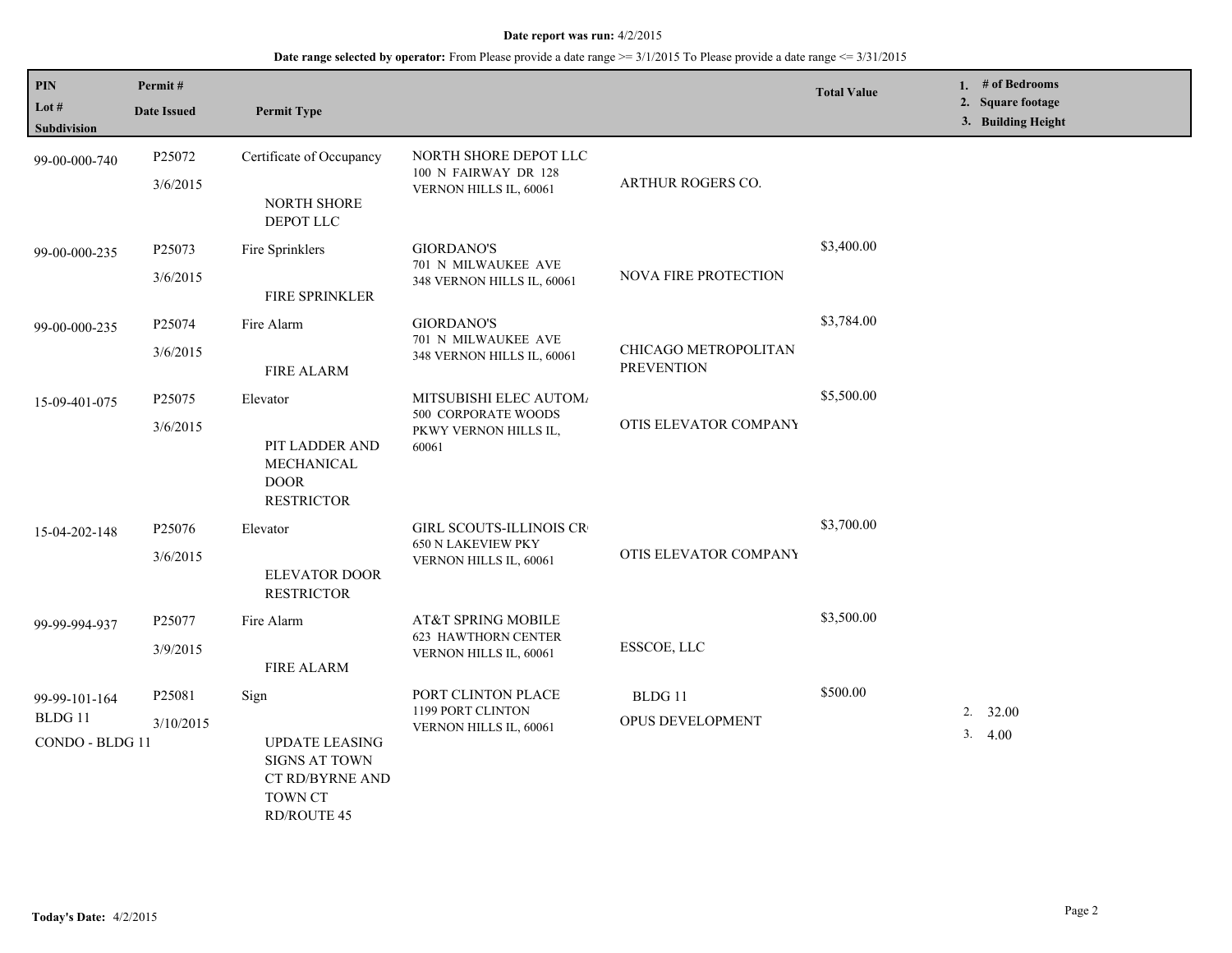**Date report was run:** 4/2/2015

**Date range selected by operator:** From Please provide a date range >= 3/1/2015 To Please provide a date range <= 3/31/2015

| PIN / Lot # / Subdivision | Permit # / Date Issued | Permit Type | | | Total Value | 1. # of Bedrooms 2. Square footage 3. Building Height |
|---|---|---|---|---|---|---|
| 99-00-000-740 | P25072 3/6/2015 | Certificate of Occupancy NORTH SHORE DEPOT LLC | NORTH SHORE DEPOT LLC 100 N FAIRWAY DR 128 VERNON HILLS IL, 60061 | ARTHUR ROGERS CO. | | |
| 99-00-000-235 | P25073 3/6/2015 | Fire Sprinklers FIRE SPRINKLER | GIORDANO'S 701 N MILWAUKEE AVE 348 VERNON HILLS IL, 60061 | NOVA FIRE PROTECTION | $3,400.00 | |
| 99-00-000-235 | P25074 3/6/2015 | Fire Alarm FIRE ALARM | GIORDANO'S 701 N MILWAUKEE AVE 348 VERNON HILLS IL, 60061 | CHICAGO METROPOLITAN PREVENTION | $3,784.00 | |
| 15-09-401-075 | P25075 3/6/2015 | Elevator PIT LADDER AND MECHANICAL DOOR RESTRICTOR | MITSUBISHI ELEC AUTOM/ 500 CORPORATE WOODS PKWY VERNON HILLS IL, 60061 | OTIS ELEVATOR COMPANY | $5,500.00 | |
| 15-04-202-148 | P25076 3/6/2015 | Elevator ELEVATOR DOOR RESTRICTOR | GIRL SCOUTS-ILLINOIS CR 650 N LAKEVIEW PKY VERNON HILLS IL, 60061 | OTIS ELEVATOR COMPANY | $3,700.00 | |
| 99-99-994-937 | P25077 3/9/2015 | Fire Alarm FIRE ALARM | AT&T SPRING MOBILE 623 HAWTHORN CENTER VERNON HILLS IL, 60061 | ESSCOE, LLC | $3,500.00 | |
| 99-99-101-164 BLDG 11 CONDO - BLDG 11 | P25081 3/10/2015 | Sign UPDATE LEASING SIGNS AT TOWN CT RD/BYRNE AND TOWN CT RD/ROUTE 45 | PORT CLINTON PLACE 1199 PORT CLINTON VERNON HILLS IL, 60061 | BLDG 11 OPUS DEVELOPMENT | $500.00 | 2. 32.00 3. 4.00 |

**Today's Date:** 4/2/2015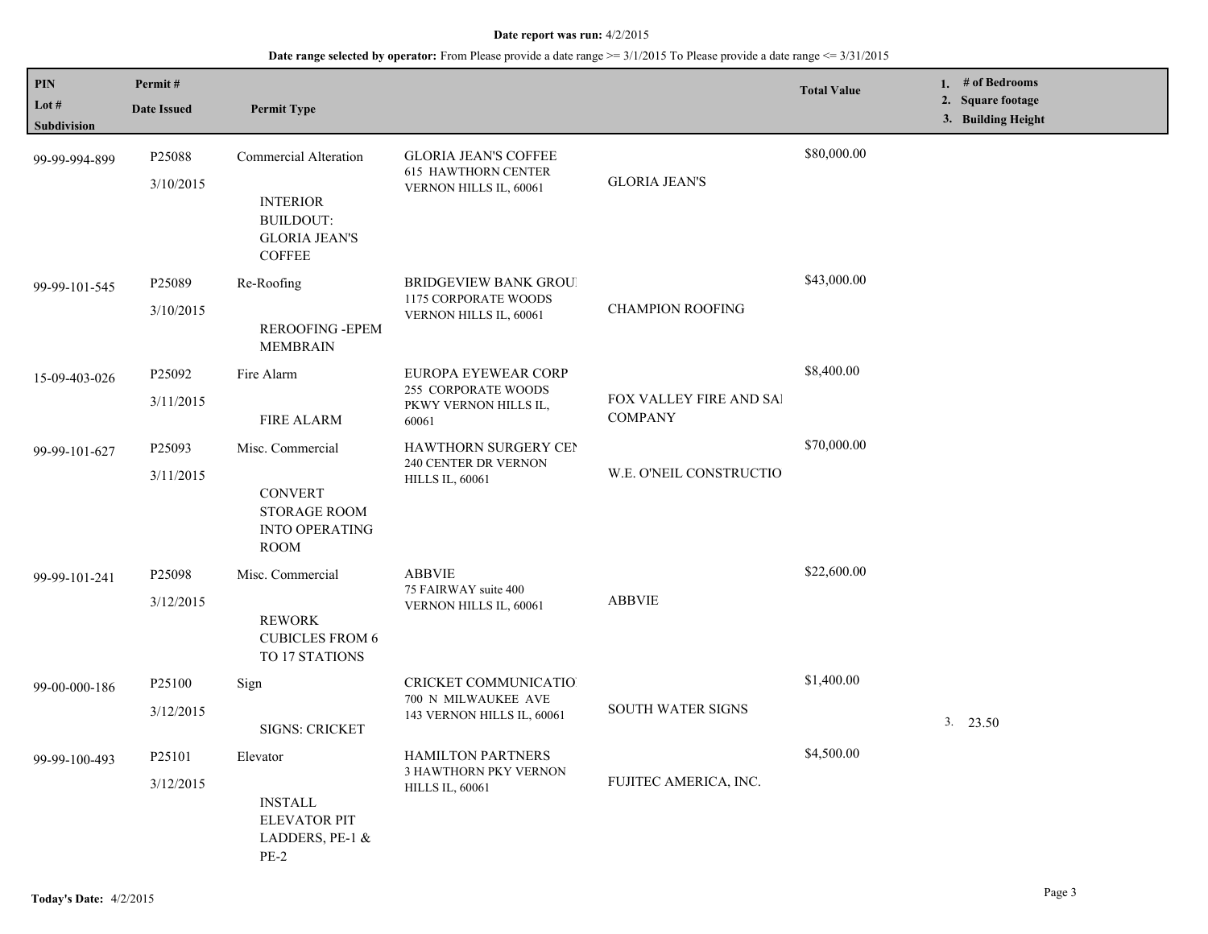**Date report was run:** 4/2/2015

**Date range selected by operator:** From Please provide a date range >= 3/1/2015 To Please provide a date range <= 3/31/2015

| PIN / Lot # / Subdivision | Permit # / Date Issued | Permit Type | | | Total Value | 1. # of Bedrooms 2. Square footage 3. Building Height |
|---|---|---|---|---|---|---|
| 99-99-994-899 | P25088 3/10/2015 | Commercial Alteration INTERIOR BUILDOUT: GLORIA JEAN'S COFFEE | GLORIA JEAN'S COFFEE 615 HAWTHORN CENTER VERNON HILLS IL, 60061 | GLORIA JEAN'S | $80,000.00 | |
| 99-99-101-545 | P25089 3/10/2015 | Re-Roofing REROOFING -EPEM MEMBRAIN | BRIDGEVIEW BANK GROU 1175 CORPORATE WOODS VERNON HILLS IL, 60061 | CHAMPION ROOFING | $43,000.00 | |
| 15-09-403-026 | P25092 3/11/2015 | Fire Alarm FIRE ALARM | EUROPA EYEWEAR CORP 255 CORPORATE WOODS PKWY VERNON HILLS IL, 60061 | FOX VALLEY FIRE AND SA COMPANY | $8,400.00 | |
| 99-99-101-627 | P25093 3/11/2015 | Misc. Commercial CONVERT STORAGE ROOM INTO OPERATING ROOM | HAWTHORN SURGERY CE 240 CENTER DR VERNON HILLS IL, 60061 | W.E. O'NEIL CONSTRUCTIO | $70,000.00 | |
| 99-99-101-241 | P25098 3/12/2015 | Misc. Commercial REWORK CUBICLES FROM 6 TO 17 STATIONS | ABBVIE 75 FAIRWAY suite 400 VERNON HILLS IL, 60061 | ABBVIE | $22,600.00 | |
| 99-00-000-186 | P25100 3/12/2015 | Sign SIGNS: CRICKET | CRICKET COMMUNICATIO 700 N MILWAUKEE AVE 143 VERNON HILLS IL, 60061 | SOUTH WATER SIGNS | $1,400.00 | 3. 23.50 |
| 99-99-100-493 | P25101 3/12/2015 | Elevator INSTALL ELEVATOR PIT LADDERS, PE-1 & PE-2 | HAMILTON PARTNERS 3 HAWTHORN PKY VERNON HILLS IL, 60061 | FUJITEC AMERICA, INC. | $4,500.00 | |

**Today's Date:** 4/2/2015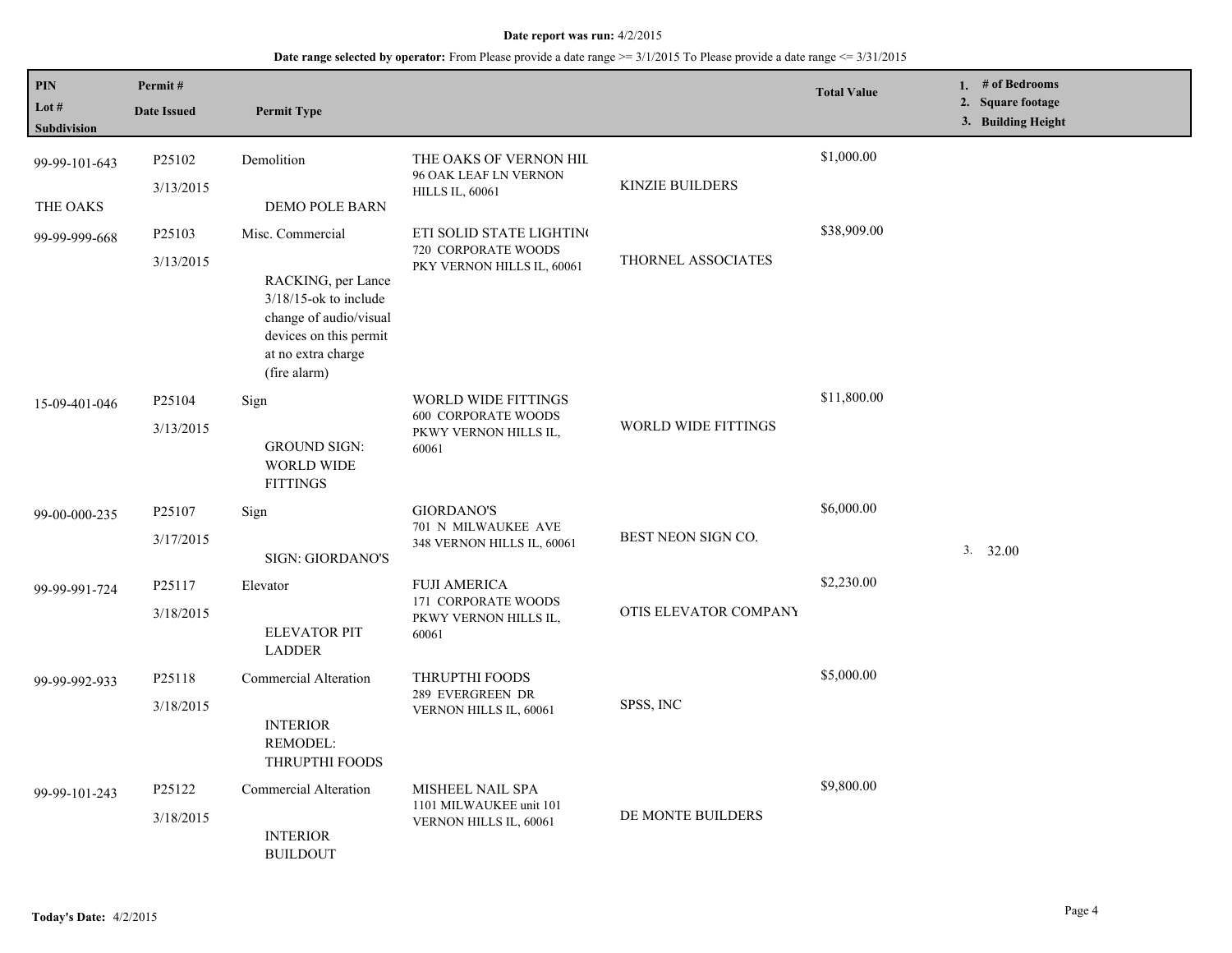**Date report was run:** 4/2/2015

**Date range selected by operator:** From Please provide a date range >= 3/1/2015 To Please provide a date range <= 3/31/2015

| PIN / Lot # / Subdivision | Permit # / Date Issued | Permit Type | | | Total Value | 1. # of Bedrooms 2. Square footage 3. Building Height |
|---|---|---|---|---|---|---|
| 99-99-101-643<br>THE OAKS | P25102<br>3/13/2015 | Demolition<br>DEMO POLE BARN | THE OAKS OF VERNON HIL<br>96 OAK LEAF LN VERNON HILLS IL, 60061 | KINZIE BUILDERS | $1,000.00 | |
| 99-99-999-668 | P25103<br>3/13/2015 | Misc. Commercial<br>RACKING, per Lance 3/18/15-ok to include change of audio/visual devices on this permit at no extra charge (fire alarm) | ETI SOLID STATE LIGHTIN(<br>720 CORPORATE WOODS PKY VERNON HILLS IL, 60061 | THORNEL ASSOCIATES | $38,909.00 | |
| 15-09-401-046 | P25104<br>3/13/2015 | Sign<br>GROUND SIGN: WORLD WIDE FITTINGS | WORLD WIDE FITTINGS<br>600 CORPORATE WOODS PKWY VERNON HILLS IL, 60061 | WORLD WIDE FITTINGS | $11,800.00 | |
| 99-00-000-235 | P25107<br>3/17/2015 | Sign<br>SIGN: GIORDANO'S | GIORDANO'S<br>701 N MILWAUKEE AVE 348 VERNON HILLS IL, 60061 | BEST NEON SIGN CO. | $6,000.00 | 3. 32.00 |
| 99-99-991-724 | P25117<br>3/18/2015 | Elevator<br>ELEVATOR PIT LADDER | FUJI AMERICA<br>171 CORPORATE WOODS PKWY VERNON HILLS IL, 60061 | OTIS ELEVATOR COMPANY | $2,230.00 | |
| 99-99-992-933 | P25118<br>3/18/2015 | Commercial Alteration<br>INTERIOR REMODEL: THRUPTHI FOODS | THRUPTHI FOODS<br>289 EVERGREEN DR VERNON HILLS IL, 60061 | SPSS, INC | $5,000.00 | |
| 99-99-101-243 | P25122<br>3/18/2015 | Commercial Alteration<br>INTERIOR BUILDOUT | MISHEEL NAIL SPA<br>1101 MILWAUKEE unit 101 VERNON HILLS IL, 60061 | DE MONTE BUILDERS | $9,800.00 | |

**Today's Date:** 4/2/2015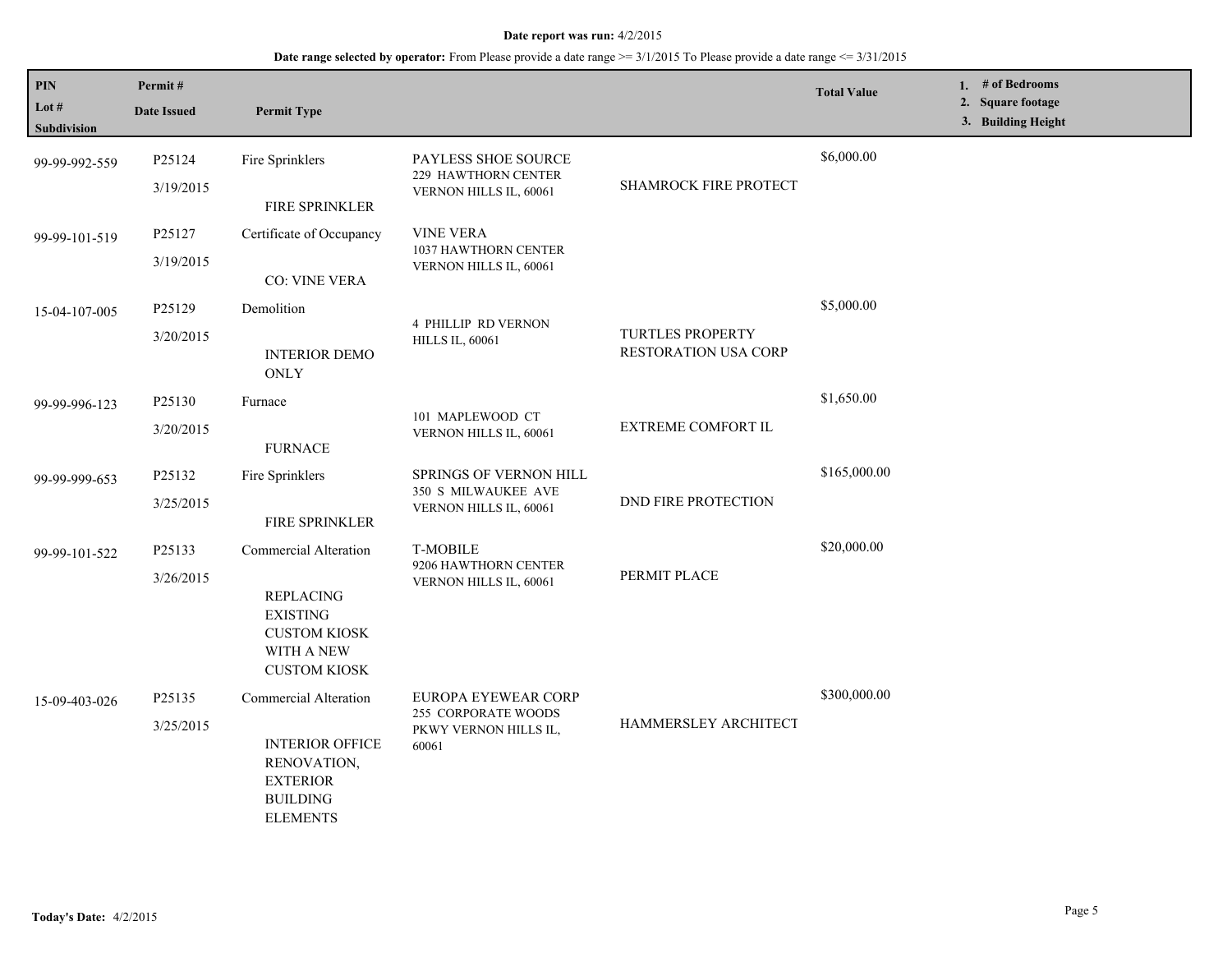**Date report was run:** 4/2/2015

**Date range selected by operator:** From Please provide a date range >= 3/1/2015 To Please provide a date range <= 3/31/2015

| PIN<br>Lot #<br>Subdivision | Permit #<br>Date Issued | Permit Type | | | Total Value | 1. # of Bedrooms<br>2. Square footage<br>3. Building Height |
|---|---|---|---|---|---|---|
| 99-99-992-559 | P25124<br>3/19/2015 | Fire Sprinklers<br>FIRE SPRINKLER | PAYLESS SHOE SOURCE<br>229 HAWTHORN CENTER<br>VERNON HILLS IL, 60061 | SHAMROCK FIRE PROTECT | $6,000.00 | |
| 99-99-101-519 | P25127<br>3/19/2015 | Certificate of Occupancy<br>CO: VINE VERA | VINE VERA<br>1037 HAWTHORN CENTER<br>VERNON HILLS IL, 60061 | | | |
| 15-04-107-005 | P25129<br>3/20/2015 | Demolition<br>INTERIOR DEMO ONLY | 4 PHILLIP RD VERNON HILLS IL, 60061 | TURTLES PROPERTY RESTORATION USA CORP | $5,000.00 | |
| 99-99-996-123 | P25130<br>3/20/2015 | Furnace<br>FURNACE | 101 MAPLEWOOD CT<br>VERNON HILLS IL, 60061 | EXTREME COMFORT IL | $1,650.00 | |
| 99-99-999-653 | P25132<br>3/25/2015 | Fire Sprinklers<br>FIRE SPRINKLER | SPRINGS OF VERNON HILL<br>350 S MILWAUKEE AVE<br>VERNON HILLS IL, 60061 | DND FIRE PROTECTION | $165,000.00 | |
| 99-99-101-522 | P25133<br>3/26/2015 | Commercial Alteration<br>REPLACING EXISTING CUSTOM KIOSK WITH A NEW CUSTOM KIOSK | T-MOBILE<br>9206 HAWTHORN CENTER<br>VERNON HILLS IL, 60061 | PERMIT PLACE | $20,000.00 | |
| 15-09-403-026 | P25135<br>3/25/2015 | Commercial Alteration<br>INTERIOR OFFICE RENOVATION, EXTERIOR BUILDING ELEMENTS | EUROPA EYEWEAR CORP<br>255 CORPORATE WOODS PKWY VERNON HILLS IL, 60061 | HAMMERSLEY ARCHITECT | $300,000.00 | |

**Today's Date:** 4/2/2015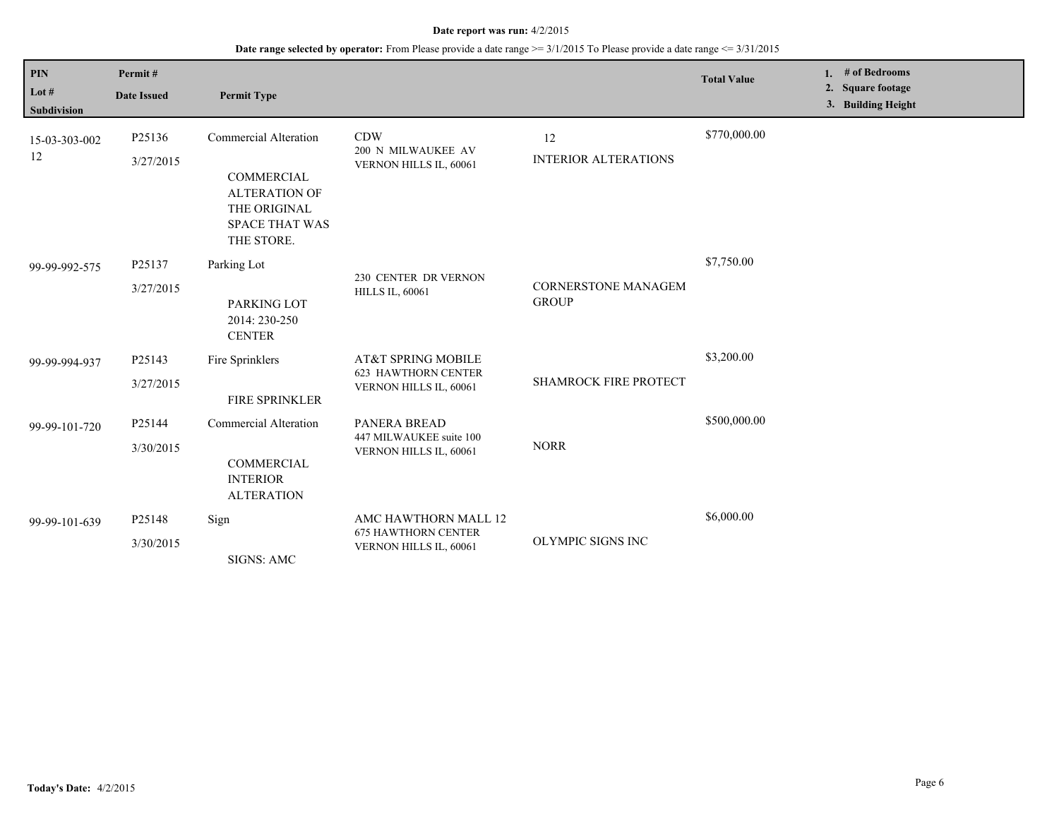**Date report was run:** 4/2/2015

**Date range selected by operator:** From Please provide a date range >= 3/1/2015 To Please provide a date range <= 3/31/2015

| PIN<br>Lot #<br>Subdivision | Permit #<br>Date Issued | Permit Type | | | Total Value | 1. # of Bedrooms<br>2. Square footage<br>3. Building Height |
|---|---|---|---|---|---|---|
| 15-03-303-002<br>12 | P25136<br>3/27/2015 | Commercial Alteration<br><br>COMMERCIAL ALTERATION OF THE ORIGINAL SPACE THAT WAS THE STORE. | CDW<br>200 N MILWAUKEE AV<br>VERNON HILLS IL, 60061 | 12<br>INTERIOR ALTERATIONS | $770,000.00 | |
| 99-99-992-575 | P25137<br>3/27/2015 | Parking Lot<br><br>PARKING LOT 2014: 230-250 CENTER | 230 CENTER DR VERNON HILLS IL, 60061 | CORNERSTONE MANAGEM GROUP | $7,750.00 | |
| 99-99-994-937 | P25143<br>3/27/2015 | Fire Sprinklers<br><br>FIRE SPRINKLER | AT&T SPRING MOBILE<br>623 HAWTHORN CENTER<br>VERNON HILLS IL, 60061 | SHAMROCK FIRE PROTECT | $3,200.00 | |
| 99-99-101-720 | P25144<br>3/30/2015 | Commercial Alteration<br><br>COMMERCIAL INTERIOR ALTERATION | PANERA BREAD<br>447 MILWAUKEE suite 100<br>VERNON HILLS IL, 60061 | NORR | $500,000.00 | |
| 99-99-101-639 | P25148<br>3/30/2015 | Sign<br><br>SIGNS: AMC | AMC HAWTHORN MALL 12<br>675 HAWTHORN CENTER<br>VERNON HILLS IL, 60061 | OLYMPIC SIGNS INC | $6,000.00 | |

**Today's Date:** 4/2/2015